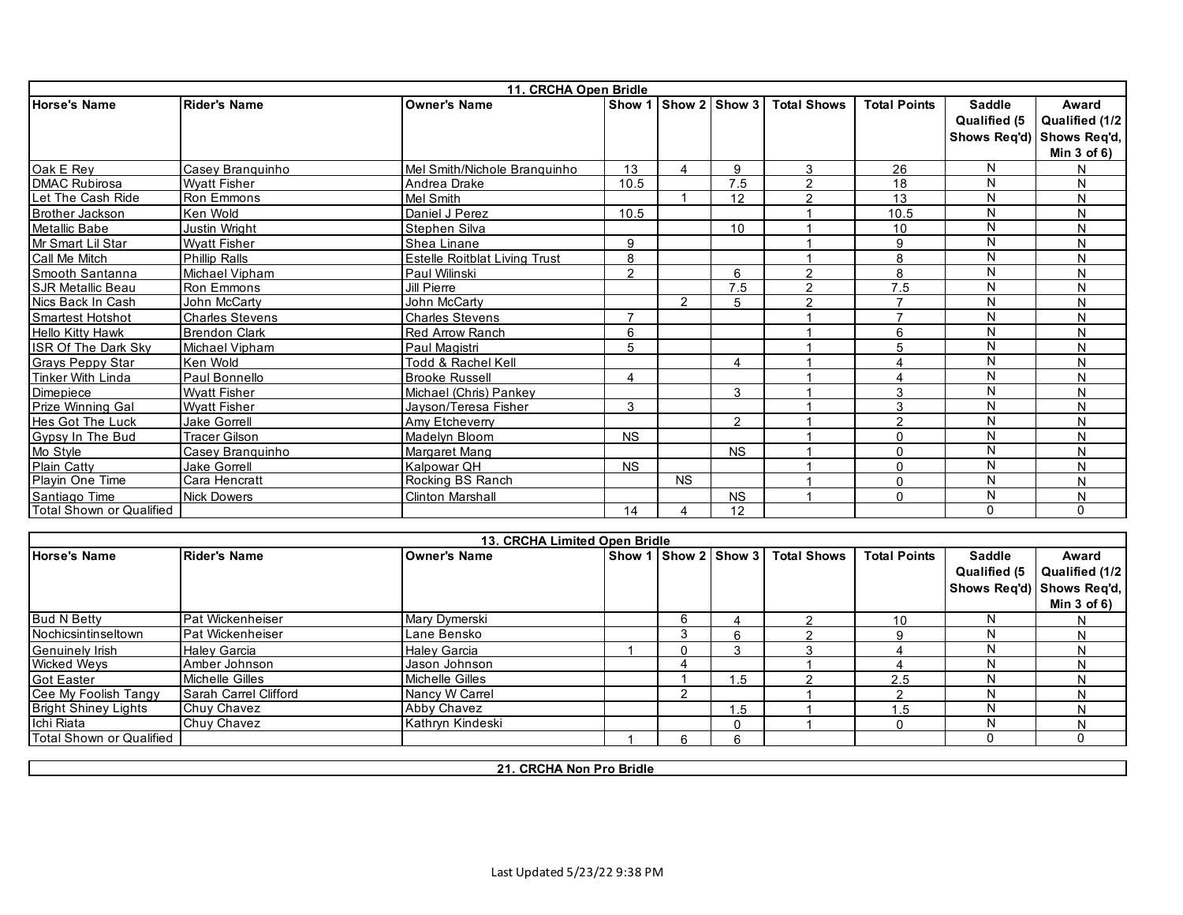## 11. CRCHA Open Bridle

| Horse's Name | Rider's Name | Owner's Name | Show 1 | Show 2 | Show 3 | Total Shows | Total Points | Saddle Qualified (5 Shows Req'd) | Award Qualified (1/2 Shows Req'd, Min 3 of 6) |
|---|---|---|---|---|---|---|---|---|---|
| Oak E Rey | Casey Branquinho | Mel Smith/Nichole Branquinho | 13 | 4 | 9 | 3 | 26 | N | N |
| DMAC Rubirosa | Wyatt Fisher | Andrea Drake | 10.5 | | 7.5 | 2 | 18 | N | N |
| Let The Cash Ride | Ron Emmons | Mel Smith | | 1 | 12 | 2 | 13 | N | N |
| Brother Jackson | Ken Wold | Daniel J Perez | 10.5 | | | 1 | 10.5 | N | N |
| Metallic Babe | Justin Wright | Stephen Silva | | | 10 | 1 | 10 | N | N |
| Mr Smart Lil Star | Wyatt Fisher | Shea Linane | 9 | | | 1 | 9 | N | N |
| Call Me Mitch | Phillip Ralls | Estelle Roitblat Living Trust | 8 | | | 1 | 8 | N | N |
| Smooth Santanna | Michael Vipham | Paul Wilinski | 2 | | 6 | 2 | 8 | N | N |
| SJR Metallic Beau | Ron Emmons | Jill Pierre | | | 7.5 | 2 | 7.5 | N | N |
| Nics Back In Cash | John McCarty | John McCarty | | 2 | 5 | 2 | 7 | N | N |
| Smartest Hotshot | Charles Stevens | Charles Stevens | 7 | | | 1 | 7 | N | N |
| Hello Kitty Hawk | Brendon Clark | Red Arrow Ranch | 6 | | | 1 | 6 | N | N |
| ISR Of The Dark Sky | Michael Vipham | Paul Magistri | 5 | | | 1 | 5 | N | N |
| Grays Peppy Star | Ken Wold | Todd & Rachel Kell | | | 4 | 1 | 4 | N | N |
| Tinker With Linda | Paul Bonnello | Brooke Russell | 4 | | | 1 | 4 | N | N |
| Dimepiece | Wyatt Fisher | Michael (Chris) Pankey | | | 3 | 1 | 3 | N | N |
| Prize Winning Gal | Wyatt Fisher | Jayson/Teresa Fisher | 3 | | | 1 | 3 | N | N |
| Hes Got The Luck | Jake Gorrell | Amy Etcheverry | | | 2 | 1 | 2 | N | N |
| Gypsy In The Bud | Tracer Gilson | Madelyn Bloom | NS | | | 1 | 0 | N | N |
| Mo Style | Casey Branquinho | Margaret Mang | | | NS | 1 | 0 | N | N |
| Plain Catty | Jake Gorrell | Kalpowar QH | NS | | | 1 | 0 | N | N |
| Playin One Time | Cara Hencratt | Rocking BS Ranch | | NS | | 1 | 0 | N | N |
| Santiago Time | Nick Dowers | Clinton Marshall | | | NS | 1 | 0 | N | N |
| Total Shown or Qualified | | | 14 | 4 | 12 | | | 0 | 0 |

## 13. CRCHA Limited Open Bridle

| Horse's Name | Rider's Name | Owner's Name | Show 1 | Show 2 | Show 3 | Total Shows | Total Points | Saddle Qualified (5 Shows Req'd) | Award Qualified (1/2 Shows Req'd, Min 3 of 6) |
|---|---|---|---|---|---|---|---|---|---|
| Bud N Betty | Pat Wickenheiser | Mary Dymerski | | 6 | 4 | 2 | 10 | N | N |
| Nochicsintinseltown | Pat Wickenheiser | Lane Bensko | | 3 | 6 | 2 | 9 | N | N |
| Genuinely Irish | Haley Garcia | Haley Garcia | 1 | 0 | 3 | 3 | 4 | N | N |
| Wicked Weys | Amber Johnson | Jason Johnson | | 4 | | 1 | 4 | N | N |
| Got Easter | Michelle Gilles | Michelle Gilles | | 1 | 1.5 | 2 | 2.5 | N | N |
| Cee My Foolish Tangy | Sarah Carrel Clifford | Nancy W Carrel | | 2 | | 1 | 2 | N | N |
| Bright Shiney Lights | Chuy Chavez | Abby Chavez | | | 1.5 | 1 | 1.5 | N | N |
| Ichi Riata | Chuy Chavez | Kathryn Kindeski | | | 0 | 1 | 0 | N | N |
| Total Shown or Qualified | | | 1 | 6 | 6 | | | 0 | 0 |

## 21. CRCHA Non Pro Bridle

Last Updated 5/23/22 9:38 PM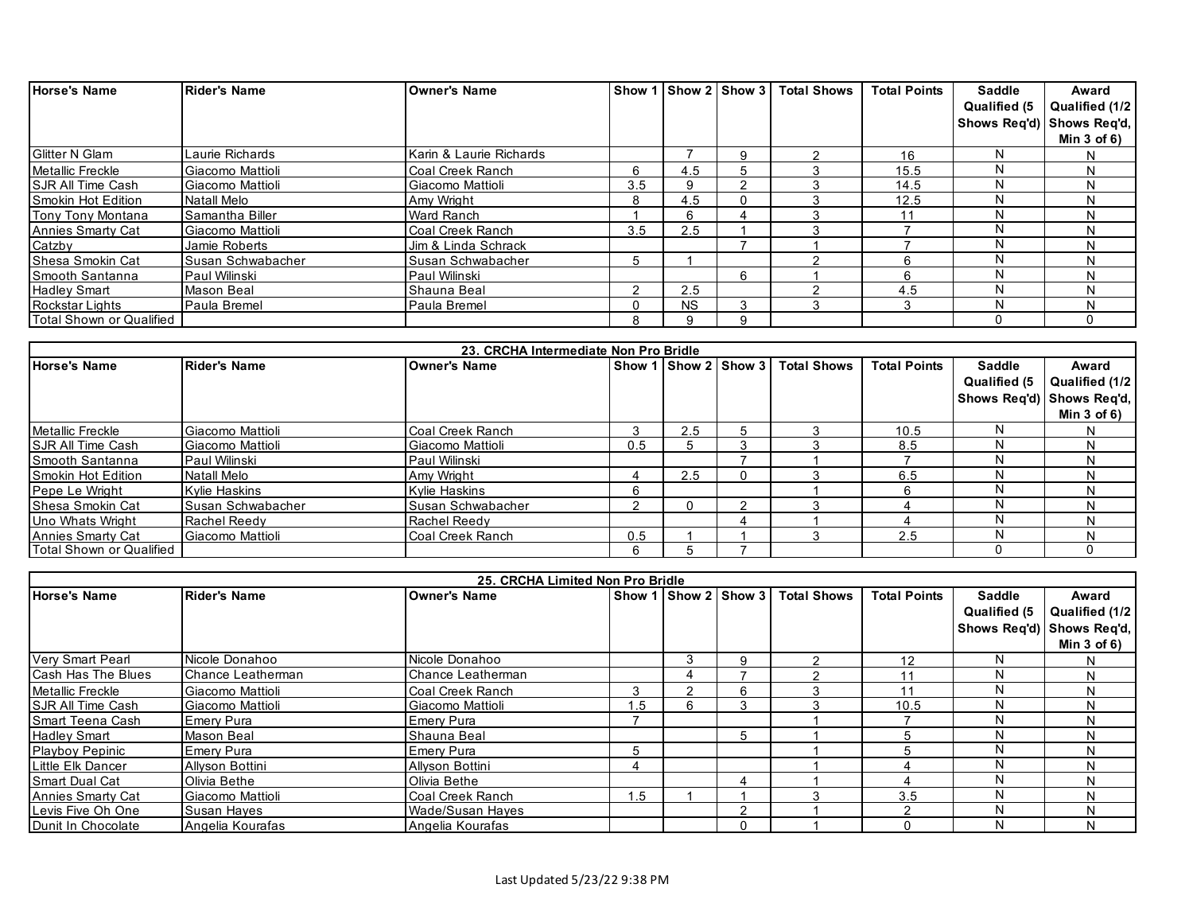| Horse's Name | Rider's Name | Owner's Name | Show 1 | Show 2 | Show 3 | Total Shows | Total Points | Saddle Qualified (5 Shows Req'd) | Award Qualified (1/2 Shows Req'd, Min 3 of 6) |
|---|---|---|---|---|---|---|---|---|---|
| Glitter N Glam | Laurie Richards | Karin & Laurie Richards | | 7 | 9 | 2 | 16 | N | N |
| Metallic Freckle | Giacomo Mattioli | Coal Creek Ranch | 6 | 4.5 | 5 | 3 | 15.5 | N | N |
| SJR All Time Cash | Giacomo Mattioli | Giacomo Mattioli | 3.5 | 9 | 2 | 3 | 14.5 | N | N |
| Smokin Hot Edition | Natall Melo | Amy Wright | 8 | 4.5 | 0 | 3 | 12.5 | N | N |
| Tony Tony Montana | Samantha Biller | Ward Ranch | 1 | 6 | 4 | 3 | 11 | N | N |
| Annies Smarty Cat | Giacomo Mattioli | Coal Creek Ranch | 3.5 | 2.5 | 1 | 3 | 7 | N | N |
| Catzby | Jamie Roberts | Jim & Linda Schrack | | | 7 | 1 | 7 | N | N |
| Shesa Smokin Cat | Susan Schwabacher | Susan Schwabacher | 5 | 1 | | 2 | 6 | N | N |
| Smooth Santanna | Paul Wilinski | Paul Wilinski | | | 6 | 1 | 6 | N | N |
| Hadley Smart | Mason Beal | Shauna Beal | 2 | 2.5 | | 2 | 4.5 | N | N |
| Rockstar Lights | Paula Bremel | Paula Bremel | 0 | NS | 3 | 3 | 3 | N | N |
| Total Shown or Qualified | | | 8 | 9 | 9 | | | 0 | 0 |

## 23. CRCHA Intermediate Non Pro Bridle

| Horse's Name | Rider's Name | Owner's Name | Show 1 | Show 2 | Show 3 | Total Shows | Total Points | Saddle Qualified (5 Shows Req'd) | Award Qualified (1/2 Shows Req'd, Min 3 of 6) |
|---|---|---|---|---|---|---|---|---|---|
| Metallic Freckle | Giacomo Mattioli | Coal Creek Ranch | 3 | 2.5 | 5 | 3 | 10.5 | N | N |
| SJR All Time Cash | Giacomo Mattioli | Giacomo Mattioli | 0.5 | 5 | 3 | 3 | 8.5 | N | N |
| Smooth Santanna | Paul Wilinski | Paul Wilinski | | | 7 | 1 | 7 | N | N |
| Smokin Hot Edition | Natall Melo | Amy Wright | 4 | 2.5 | 0 | 3 | 6.5 | N | N |
| Pepe Le Wright | Kylie Haskins | Kylie Haskins | 6 | | | 1 | 6 | N | N |
| Shesa Smokin Cat | Susan Schwabacher | Susan Schwabacher | 2 | 0 | 2 | 3 | 4 | N | N |
| Uno Whats Wright | Rachel Reedy | Rachel Reedy | | | 4 | 1 | 4 | N | N |
| Annies Smarty Cat | Giacomo Mattioli | Coal Creek Ranch | 0.5 | 1 | 1 | 3 | 2.5 | N | N |
| Total Shown or Qualified | | | 6 | 5 | 7 | | | 0 | 0 |

## 25. CRCHA Limited Non Pro Bridle

| Horse's Name | Rider's Name | Owner's Name | Show 1 | Show 2 | Show 3 | Total Shows | Total Points | Saddle Qualified (5 Shows Req'd) | Award Qualified (1/2 Shows Req'd, Min 3 of 6) |
|---|---|---|---|---|---|---|---|---|---|
| Very Smart Pearl | Nicole Donahoo | Nicole Donahoo | | 3 | 9 | 2 | 12 | N | N |
| Cash Has The Blues | Chance Leatherman | Chance Leatherman | | 4 | 7 | 2 | 11 | N | N |
| Metallic Freckle | Giacomo Mattioli | Coal Creek Ranch | 3 | 2 | 6 | 3 | 11 | N | N |
| SJR All Time Cash | Giacomo Mattioli | Giacomo Mattioli | 1.5 | 6 | 3 | 3 | 10.5 | N | N |
| Smart Teena Cash | Emery Pura | Emery Pura | 7 | | | 1 | 7 | N | N |
| Hadley Smart | Mason Beal | Shauna Beal | | | 5 | 1 | 5 | N | N |
| Playboy Pepinic | Emery Pura | Emery Pura | 5 | | | 1 | 5 | N | N |
| Little Elk Dancer | Allyson Bottini | Allyson Bottini | 4 | | | 1 | 4 | N | N |
| Smart Dual Cat | Olivia Bethe | Olivia Bethe | | | 4 | 1 | 4 | N | N |
| Annies Smarty Cat | Giacomo Mattioli | Coal Creek Ranch | 1.5 | 1 | 1 | 3 | 3.5 | N | N |
| Levis Five Oh One | Susan Hayes | Wade/Susan Hayes | | | 2 | 1 | 2 | N | N |
| Dunit In Chocolate | Angelia Kourafas | Angelia Kourafas | | | 0 | 1 | 0 | N | N |

Last Updated 5/23/22 9:38 PM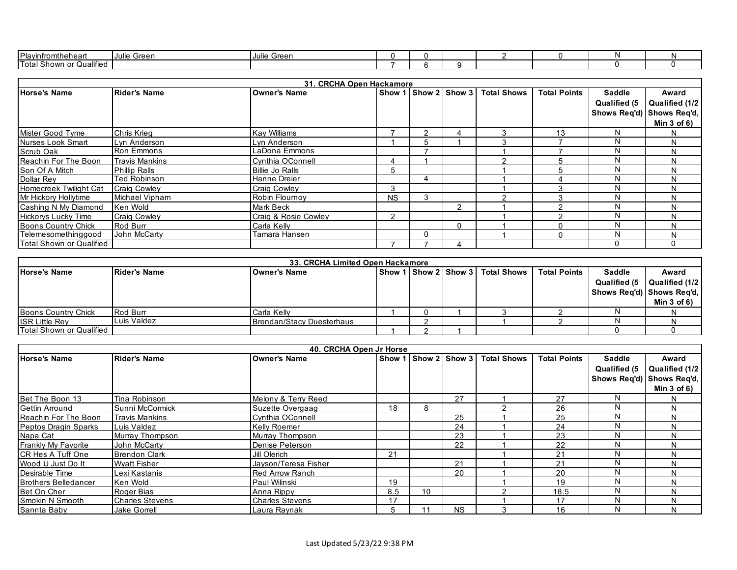| | | | | | | | | | |
|---|---|---|---|---|---|---|---|---|---|
| Playinfromtheheart | Julie Green | Julie Green | 0 | 0 | | 2 | 0 | N | N |
| Total Shown or Qualified | | | 7 | 6 | 9 | | | 0 | 0 |

## 31. CRCHA Open Hackamore

| Horse's Name | Rider's Name | Owner's Name | Show 1 | Show 2 | Show 3 | Total Shows | Total Points | Saddle Qualified (5 Shows Req'd) | Award Qualified (1/2 Shows Req'd, Min 3 of 6) |
|---|---|---|---|---|---|---|---|---|---|
| Mister Good Tyme | Chris Krieg | Kay Williams | 7 | 2 | 4 | 3 | 13 | N | N |
| Nurses Look Smart | Lyn Anderson | Lyn Anderson | 1 | 5 | 1 | 3 | 7 | N | N |
| Scrub Oak | Ron Emmons | LaDona Emmons | | 7 | | 1 | 7 | N | N |
| Reachin For The Boon | Travis Mankins | Cynthia OConnell | 4 | 1 | | 2 | 5 | N | N |
| Son Of A Mitch | Phillip Ralls | Billie Jo Ralls | 5 | | | 1 | 5 | N | N |
| Dollar Rey | Ted Robinson | Hanne Dreier | | 4 | | 1 | 4 | N | N |
| Homecreek Twilight Cat | Craig Cowley | Craig Cowley | 3 | | | 1 | 3 | N | N |
| Mr Hickory Hollytime | Michael Vipham | Robin Flournoy | NS | 3 | | 2 | 3 | N | N |
| Cashing N My Diamond | Ken Wold | Mark Beck | | | 2 | 1 | 2 | N | N |
| Hickorys Lucky Time | Craig Cowley | Craig & Rosie Cowley | 2 | | | 1 | 2 | N | N |
| Boons Country Chick | Rod Burr | Carla Kelly | | | 0 | 1 | 0 | N | N |
| Telemesomethinggood | John McCarty | Tamara Hansen | | 0 | | 1 | 0 | N | N |
| Total Shown or Qualified | | | 7 | 7 | 4 | | | 0 | 0 |

## 33. CRCHA Limited Open Hackamore

| Horse's Name | Rider's Name | Owner's Name | Show 1 | Show 2 | Show 3 | Total Shows | Total Points | Saddle Qualified (5 Shows Req'd) | Award Qualified (1/2 Shows Req'd, Min 3 of 6) |
|---|---|---|---|---|---|---|---|---|---|
| Boons Country Chick | Rod Burr | Carla Kelly | 1 | 0 | 1 | 3 | 2 | N | N |
| ISR Little Rey | Luis Valdez | Brendan/Stacy Duesterhaus | | 2 | | 1 | 2 | N | N |
| Total Shown or Qualified | | | 1 | 2 | 1 | | | 0 | 0 |

## 40. CRCHA Open Jr Horse

| Horse's Name | Rider's Name | Owner's Name | Show 1 | Show 2 | Show 3 | Total Shows | Total Points | Saddle Qualified (5 Shows Req'd) | Award Qualified (1/2 Shows Req'd, Min 3 of 6) |
|---|---|---|---|---|---|---|---|---|---|
| Bet The Boon 13 | Tina Robinson | Melony & Terry Reed | | | 27 | 1 | 27 | N | N |
| Gettin Arround | Sunni McCormick | Suzette Overgaag | 18 | 8 | | 2 | 26 | N | N |
| Reachin For The Boon | Travis Mankins | Cynthia OConnell | | | 25 | 1 | 25 | N | N |
| Peptos Dragin Sparks | Luis Valdez | Kelly Roemer | | | 24 | 1 | 24 | N | N |
| Napa Cat | Murray Thompson | Murray Thompson | | | 23 | 1 | 23 | N | N |
| Frankly My Favorite | John McCarty | Denise Peterson | | | 22 | 1 | 22 | N | N |
| CR Hes A Tuff One | Brendon Clark | Jill Olerich | 21 | | | 1 | 21 | N | N |
| Wood U Just Do It | Wyatt Fisher | Jayson/Teresa Fisher | | | 21 | 1 | 21 | N | N |
| Desirable Time | Lexi Kastanis | Red Arrow Ranch | | | 20 | 1 | 20 | N | N |
| Brothers Belledancer | Ken Wold | Paul Wilinski | 19 | | | 1 | 19 | N | N |
| Bet On Cher | Roger Bias | Anna Rippy | 8.5 | 10 | | 2 | 18.5 | N | N |
| Smokin N Smooth | Charles Stevens | Charles Stevens | 17 | | | 1 | 17 | N | N |
| Sannta Baby | Jake Gorrell | Laura Raynak | 5 | 11 | NS | 3 | 16 | N | N |

Last Updated 5/23/22 9:38 PM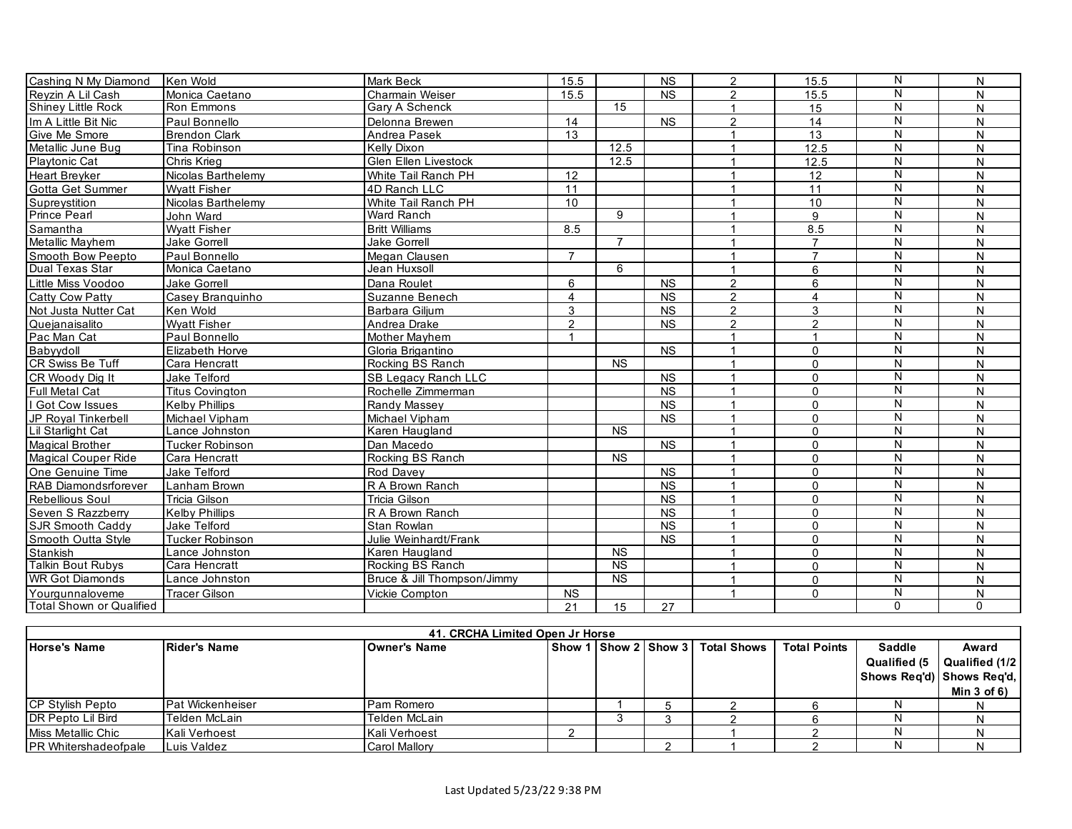| Horse's Name | Rider's Name | Owner's Name | Show 1 | Show 2 | Show 3 | Total Shows | Total Points | Saddle Qualified (5 Shows Req'd) | Award Qualified (1/2 Shows Req'd, Min 3 of 6) |
|---|---|---|---|---|---|---|---|---|---|
| Cashing N My Diamond | Ken Wold | Mark Beck | 15.5 | | NS | 2 | 15.5 | N | N |
| Reyzin A Lil Cash | Monica Caetano | Charmain Weiser | 15.5 | | NS | 2 | 15.5 | N | N |
| Shiney Little Rock | Ron Emmons | Gary A Schenck | | 15 | | 1 | 15 | N | N |
| Im A Little Bit Nic | Paul Bonnello | Delonna Brewen | 14 | | NS | 2 | 14 | N | N |
| Give Me Smore | Brendon Clark | Andrea Pasek | 13 | | | 1 | 13 | N | N |
| Metallic June Bug | Tina Robinson | Kelly Dixon | | 12.5 | | 1 | 12.5 | N | N |
| Playtonic Cat | Chris Krieg | Glen Ellen Livestock | | 12.5 | | 1 | 12.5 | N | N |
| Heart Breyker | Nicolas Barthelemy | White Tail Ranch PH | 12 | | | 1 | 12 | N | N |
| Gotta Get Summer | Wyatt Fisher | 4D Ranch LLC | 11 | | | 1 | 11 | N | N |
| Supreystition | Nicolas Barthelemy | White Tail Ranch PH | 10 | | | 1 | 10 | N | N |
| Prince Pearl | John Ward | Ward Ranch | | 9 | | 1 | 9 | N | N |
| Samantha | Wyatt Fisher | Britt Williams | 8.5 | | | 1 | 8.5 | N | N |
| Metallic Mayhem | Jake Gorrell | Jake Gorrell | | 7 | | 1 | 7 | N | N |
| Smooth Bow Peepto | Paul Bonnello | Megan Clausen | 7 | | | 1 | 7 | N | N |
| Dual Texas Star | Monica Caetano | Jean Huxsoll | | 6 | | 1 | 6 | N | N |
| Little Miss Voodoo | Jake Gorrell | Dana Roulet | 6 | | NS | 2 | 6 | N | N |
| Catty Cow Patty | Casey Branquinho | Suzanne Benech | 4 | | NS | 2 | 4 | N | N |
| Not Justa Nutter Cat | Ken Wold | Barbara Giljum | 3 | | NS | 2 | 3 | N | N |
| Quejanaisalito | Wyatt Fisher | Andrea Drake | 2 | | NS | 2 | 2 | N | N |
| Pac Man Cat | Paul Bonnello | Mother Mayhem | 1 | | | 1 | 1 | N | N |
| Babyydoll | Elizabeth Horve | Gloria Brigantino | | | NS | 1 | 0 | N | N |
| CR Swiss Be Tuff | Cara Hencratt | Rocking BS Ranch | | NS | | 1 | 0 | N | N |
| CR Woody Dig It | Jake Telford | SB Legacy Ranch LLC | | | NS | 1 | 0 | N | N |
| Full Metal Cat | Titus Covington | Rochelle Zimmerman | | | NS | 1 | 0 | N | N |
| I Got Cow Issues | Kelby Phillips | Randy Massey | | | NS | 1 | 0 | N | N |
| JP Royal Tinkerbell | Michael Vipham | Michael Vipham | | | NS | 1 | 0 | N | N |
| Lil Starlight Cat | Lance Johnston | Karen Haugland | | NS | | 1 | 0 | N | N |
| Magical Brother | Tucker Robinson | Dan Macedo | | | NS | 1 | 0 | N | N |
| Magical Couper Ride | Cara Hencratt | Rocking BS Ranch | | NS | | 1 | 0 | N | N |
| One Genuine Time | Jake Telford | Rod Davey | | | NS | 1 | 0 | N | N |
| RAB Diamondsrforever | Lanham Brown | R A Brown Ranch | | | NS | 1 | 0 | N | N |
| Rebellious Soul | Tricia Gilson | Tricia Gilson | | | NS | 1 | 0 | N | N |
| Seven S Razzberry | Kelby Phillips | R A Brown Ranch | | | NS | 1 | 0 | N | N |
| SJR Smooth Caddy | Jake Telford | Stan Rowlan | | | NS | 1 | 0 | N | N |
| Smooth Outta Style | Tucker Robinson | Julie Weinhardt/Frank | | | NS | 1 | 0 | N | N |
| Stankish | Lance Johnston | Karen Haugland | | NS | | 1 | 0 | N | N |
| Talkin Bout Rubys | Cara Hencratt | Rocking BS Ranch | | NS | | 1 | 0 | N | N |
| WR Got Diamonds | Lance Johnston | Bruce & Jill Thompson/Jimmy | | NS | | 1 | 0 | N | N |
| Yourgunnaloveme | Tracer Gilson | Vickie Compton | NS | | | 1 | 0 | N | N |
| Total Shown or Qualified | | | 21 | 15 | 27 | | | 0 | 0 |

## 41. CRCHA Limited Open Jr Horse

| Horse's Name | Rider's Name | Owner's Name | Show 1 | Show 2 | Show 3 | Total Shows | Total Points | Saddle Qualified (5 Shows Req'd) | Award Qualified (1/2 Shows Req'd, Min 3 of 6) |
|---|---|---|---|---|---|---|---|---|---|
| CP Stylish Pepto | Pat Wickenheiser | Pam Romero | | 1 | 5 | 2 | 6 | N | N |
| DR Pepto Lil Bird | Telden McLain | Telden McLain | | 3 | 3 | 2 | 6 | N | N |
| Miss Metallic Chic | Kali Verhoest | Kali Verhoest | 2 | | | 1 | 2 | N | N |
| PR Whitershadeofpale | Luis Valdez | Carol Mallory | | | 2 | 1 | 2 | N | N |

Last Updated 5/23/22 9:38 PM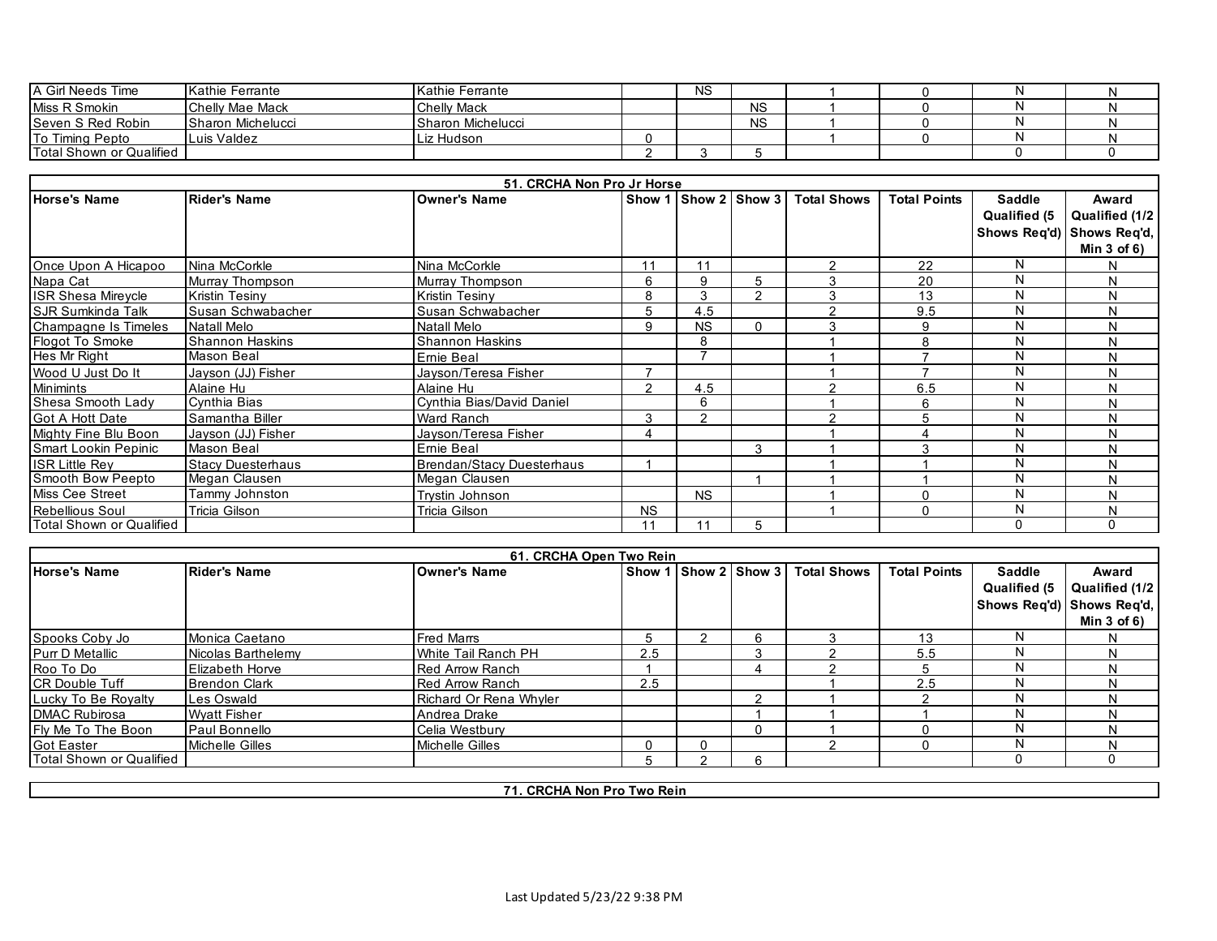| | | | | | | | | | |
|---|---|---|---|---|---|---|---|---|---|
| A Girl Needs Time | Kathie Ferrante | Kathie Ferrante | | NS | | 1 | 0 | N | N |
| Miss R Smokin | Chelly Mae Mack | Chelly Mack | | | NS | 1 | 0 | N | N |
| Seven S Red Robin | Sharon Michelucci | Sharon Michelucci | | | NS | 1 | 0 | N | N |
| To Timing Pepto | Luis Valdez | Liz Hudson | 0 | | | 1 | 0 | N | N |
| Total Shown or Qualified | | | 2 | 3 | 5 | | | 0 | 0 |

**51. CRCHA Non Pro Jr Horse**

| Horse's Name | Rider's Name | Owner's Name | Show 1 | Show 2 | Show 3 | Total Shows | Total Points | Saddle Qualified (5 Shows Req'd) | Award Qualified (1/2 Shows Req'd, Min 3 of 6) |
|---|---|---|---|---|---|---|---|---|---|
| Once Upon A Hicapoo | Nina McCorkle | Nina McCorkle | 11 | 11 | | 2 | 22 | N | N |
| Napa Cat | Murray Thompson | Murray Thompson | 6 | 9 | 5 | 3 | 20 | N | N |
| ISR Shesa Mireycle | Kristin Tesiny | Kristin Tesiny | 8 | 3 | 2 | 3 | 13 | N | N |
| SJR Sumkinda Talk | Susan Schwabacher | Susan Schwabacher | 5 | 4.5 | | 2 | 9.5 | N | N |
| Champagne Is Timeles | Natall Melo | Natall Melo | 9 | NS | 0 | 3 | 9 | N | N |
| Flogot To Smoke | Shannon Haskins | Shannon Haskins | | 8 | | 1 | 8 | N | N |
| Hes Mr Right | Mason Beal | Ernie Beal | | 7 | | 1 | 7 | N | N |
| Wood U Just Do It | Jayson (JJ) Fisher | Jayson/Teresa Fisher | 7 | | | 1 | 7 | N | N |
| Minimints | Alaine Hu | Alaine Hu | 2 | 4.5 | | 2 | 6.5 | N | N |
| Shesa Smooth Lady | Cynthia Bias | Cynthia Bias/David Daniel | | 6 | | 1 | 6 | N | N |
| Got A Hott Date | Samantha Biller | Ward Ranch | 3 | 2 | | 2 | 5 | N | N |
| Mighty Fine Blu Boon | Jayson (JJ) Fisher | Jayson/Teresa Fisher | 4 | | | 1 | 4 | N | N |
| Smart Lookin Pepinic | Mason Beal | Ernie Beal | | | 3 | 1 | 3 | N | N |
| ISR Little Rey | Stacy Duesterhaus | Brendan/Stacy Duesterhaus | 1 | | | 1 | 1 | N | N |
| Smooth Bow Peepto | Megan Clausen | Megan Clausen | | | 1 | 1 | 1 | N | N |
| Miss Cee Street | Tammy Johnston | Trystin Johnson | | NS | | 1 | 0 | N | N |
| Rebellious Soul | Tricia Gilson | Tricia Gilson | NS | | | 1 | 0 | N | N |
| Total Shown or Qualified | | | 11 | 11 | 5 | | | 0 | 0 |

**61. CRCHA Open Two Rein**

| Horse's Name | Rider's Name | Owner's Name | Show 1 | Show 2 | Show 3 | Total Shows | Total Points | Saddle Qualified (5 Shows Req'd) | Award Qualified (1/2 Shows Req'd, Min 3 of 6) |
|---|---|---|---|---|---|---|---|---|---|
| Spooks Coby Jo | Monica Caetano | Fred Marrs | 5 | 2 | 6 | 3 | 13 | N | N |
| Purr D Metallic | Nicolas Barthelemy | White Tail Ranch PH | 2.5 | | 3 | 2 | 5.5 | N | N |
| Roo To Do | Elizabeth Horve | Red Arrow Ranch | 1 | | 4 | 2 | 5 | N | N |
| CR Double Tuff | Brendon Clark | Red Arrow Ranch | 2.5 | | | 1 | 2.5 | N | N |
| Lucky To Be Royalty | Les Oswald | Richard Or Rena Whyler | | | 2 | 1 | 2 | N | N |
| DMAC Rubirosa | Wyatt Fisher | Andrea Drake | | | 1 | 1 | 1 | N | N |
| Fly Me To The Boon | Paul Bonnello | Celia Westbury | | | 0 | 1 | 0 | N | N |
| Got Easter | Michelle Gilles | Michelle Gilles | 0 | 0 | | 2 | 0 | N | N |
| Total Shown or Qualified | | | 5 | 2 | 6 | | | 0 | 0 |

**71. CRCHA Non Pro Two Rein**

Last Updated 5/23/22 9:38 PM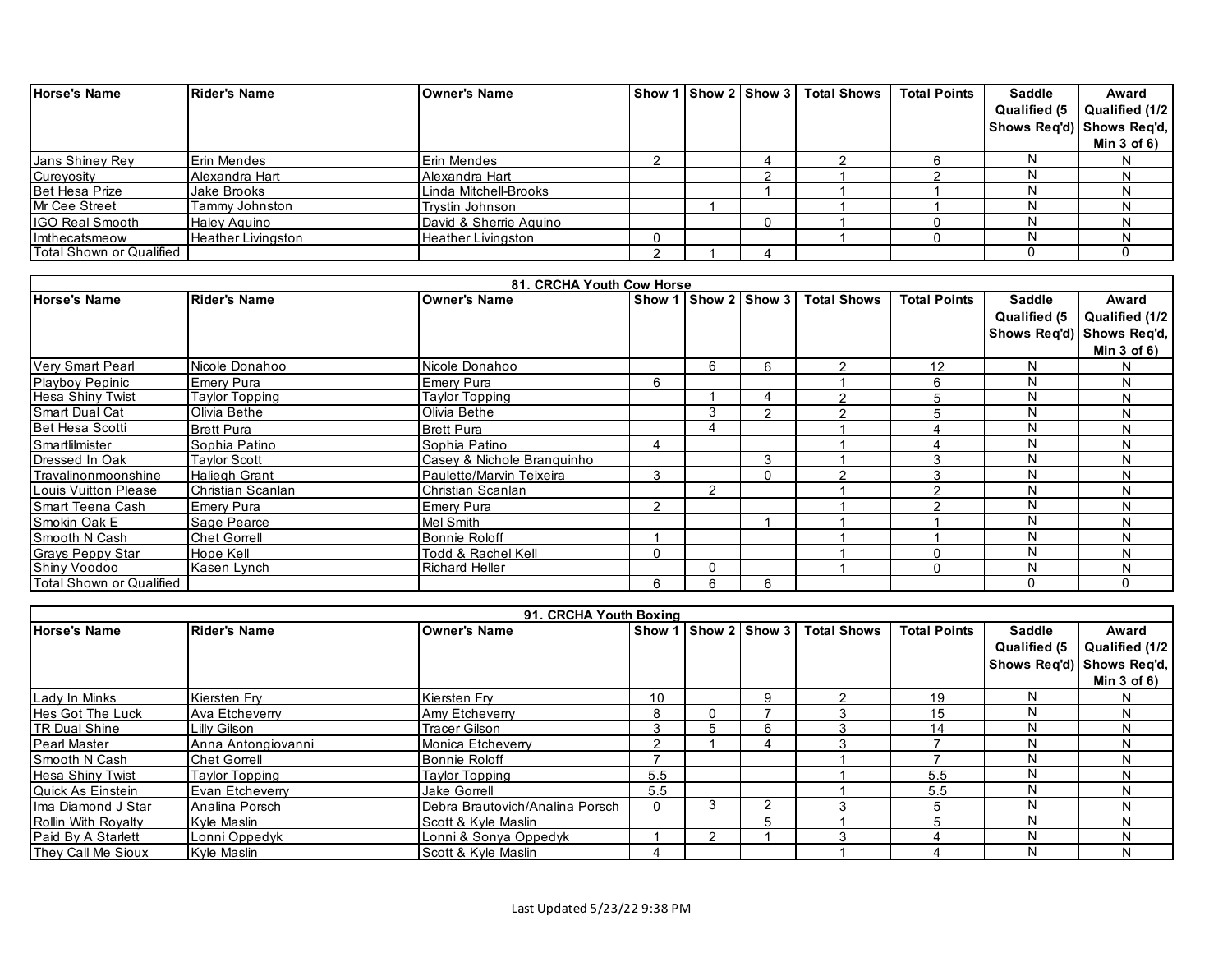| Horse's Name | Rider's Name | Owner's Name | Show 1 | Show 2 | Show 3 | Total Shows | Total Points | Saddle Qualified (5 Shows Req'd) | Award Qualified (1/2 Shows Req'd, Min 3 of 6) |
|---|---|---|---|---|---|---|---|---|---|
| Jans Shiney Rey | Erin Mendes | Erin Mendes | 2 | | 4 | 2 | 6 | N | N |
| Cureyosity | Alexandra Hart | Alexandra Hart | | | 2 | 1 | 2 | N | N |
| Bet Hesa Prize | Jake Brooks | Linda Mitchell-Brooks | | | 1 | 1 | 1 | N | N |
| Mr Cee Street | Tammy Johnston | Trystin Johnson | | 1 | | 1 | 1 | N | N |
| IGO Real Smooth | Haley Aquino | David & Sherrie Aquino | | | 0 | 1 | 0 | N | N |
| Imthecatsmeow | Heather Livingston | Heather Livingston | 0 | | | 1 | 0 | N | N |
| Total Shown or Qualified | | | 2 | 1 | 4 | | | 0 | 0 |

**81. CRCHA Youth Cow Horse**

| Horse's Name | Rider's Name | Owner's Name | Show 1 | Show 2 | Show 3 | Total Shows | Total Points | Saddle Qualified (5 Shows Req'd) | Award Qualified (1/2 Shows Req'd, Min 3 of 6) |
|---|---|---|---|---|---|---|---|---|---|
| Very Smart Pearl | Nicole Donahoo | Nicole Donahoo | | 6 | 6 | 2 | 12 | N | N |
| Playboy Pepinic | Emery Pura | Emery Pura | 6 | | | 1 | 6 | N | N |
| Hesa Shiny Twist | Taylor Topping | Taylor Topping | | 1 | 4 | 2 | 5 | N | N |
| Smart Dual Cat | Olivia Bethe | Olivia Bethe | | 3 | 2 | 2 | 5 | N | N |
| Bet Hesa Scotti | Brett Pura | Brett Pura | | 4 | | 1 | 4 | N | N |
| Smartlilmister | Sophia Patino | Sophia Patino | 4 | | | 1 | 4 | N | N |
| Dressed In Oak | Taylor Scott | Casey & Nichole Branquinho | | | 3 | 1 | 3 | N | N |
| Travalinonmoonshine | Haliegh Grant | Paulette/Marvin Teixeira | 3 | | 0 | 2 | 3 | N | N |
| Louis Vuitton Please | Christian Scanlan | Christian Scanlan | | 2 | | 1 | 2 | N | N |
| Smart Teena Cash | Emery Pura | Emery Pura | 2 | | | 1 | 2 | N | N |
| Smokin Oak E | Sage Pearce | Mel Smith | | | 1 | 1 | 1 | N | N |
| Smooth N Cash | Chet Gorrell | Bonnie Roloff | 1 | | | 1 | 1 | N | N |
| Grays Peppy Star | Hope Kell | Todd & Rachel Kell | 0 | | | 1 | 0 | N | N |
| Shiny Voodoo | Kasen Lynch | Richard Heller | | 0 | | 1 | 0 | N | N |
| Total Shown or Qualified | | | 6 | 6 | 6 | | | 0 | 0 |

**91. CRCHA Youth Boxing**

| Horse's Name | Rider's Name | Owner's Name | Show 1 | Show 2 | Show 3 | Total Shows | Total Points | Saddle Qualified (5 Shows Req'd) | Award Qualified (1/2 Shows Req'd, Min 3 of 6) |
|---|---|---|---|---|---|---|---|---|---|
| Lady In Minks | Kiersten Fry | Kiersten Fry | 10 | | 9 | 2 | 19 | N | N |
| Hes Got The Luck | Ava Etcheverry | Amy Etcheverry | 8 | 0 | 7 | 3 | 15 | N | N |
| TR Dual Shine | Lilly Gilson | Tracer Gilson | 3 | 5 | 6 | 3 | 14 | N | N |
| Pearl Master | Anna Antongiovanni | Monica Etcheverry | 2 | 1 | 4 | 3 | 7 | N | N |
| Smooth N Cash | Chet Gorrell | Bonnie Roloff | 7 | | | 1 | 7 | N | N |
| Hesa Shiny Twist | Taylor Topping | Taylor Topping | 5.5 | | | 1 | 5.5 | N | N |
| Quick As Einstein | Evan Etcheverry | Jake Gorrell | 5.5 | | | 1 | 5.5 | N | N |
| Ima Diamond J Star | Analina Porsch | Debra Brautovich/Analina Porsch | 0 | 3 | 2 | 3 | 5 | N | N |
| Rollin With Royalty | Kyle Maslin | Scott & Kyle Maslin | | | 5 | 1 | 5 | N | N |
| Paid By A Starlett | Lonni Oppedyk | Lonni & Sonya Oppedyk | 1 | 2 | 1 | 3 | 4 | N | N |
| They Call Me Sioux | Kyle Maslin | Scott & Kyle Maslin | 4 | | | 1 | 4 | N | N |

Last Updated 5/23/22 9:38 PM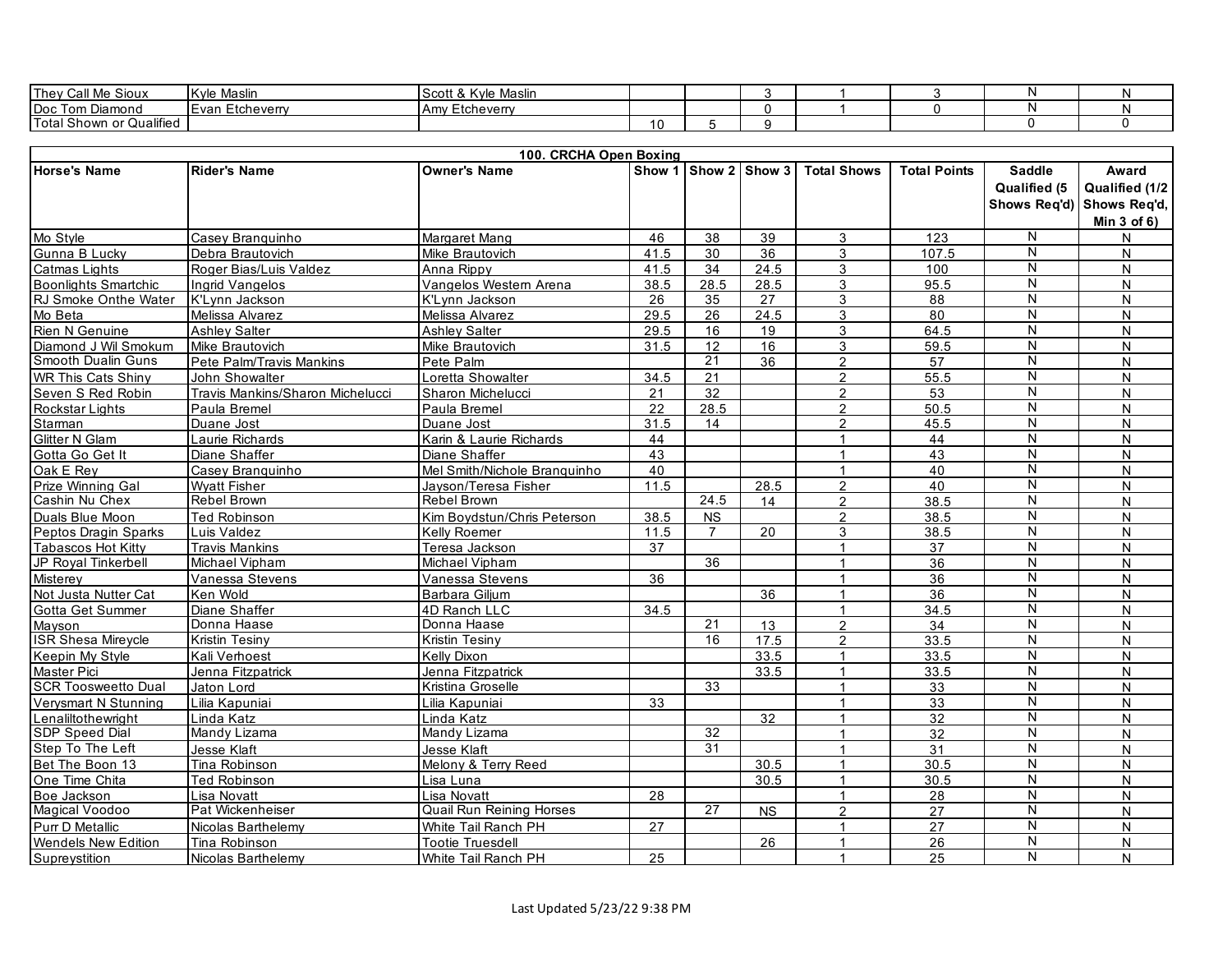| | | | | | | | | | |
|---|---|---|---|---|---|---|---|---|---|
| They Call Me Sioux | Kyle Maslin | Scott & Kyle Maslin | | | 3 | 1 | 3 | N | N |
| Doc Tom Diamond | Evan Etcheverry | Amy Etcheverry | | | 0 | 1 | 0 | N | N |
| Total Shown or Qualified | | | 10 | 5 | 9 | | | 0 | 0 |

## 100. CRCHA Open Boxing

| Horse's Name | Rider's Name | Owner's Name | Show 1 | Show 2 | Show 3 | Total Shows | Total Points | Saddle Qualified (5 Shows Req'd) | Award Qualified (1/2 Shows Req'd, Min 3 of 6) |
|---|---|---|---|---|---|---|---|---|---|
| Mo Style | Casey Branquinho | Margaret Mang | 46 | 38 | 39 | 3 | 123 | N | N |
| Gunna B Lucky | Debra Brautovich | Mike Brautovich | 41.5 | 30 | 36 | 3 | 107.5 | N | N |
| Catmas Lights | Roger Bias/Luis Valdez | Anna Rippy | 41.5 | 34 | 24.5 | 3 | 100 | N | N |
| Boonlights Smartchic | Ingrid Vangelos | Vangelos Western Arena | 38.5 | 28.5 | 28.5 | 3 | 95.5 | N | N |
| RJ Smoke Onthe Water | K'Lynn Jackson | K'Lynn Jackson | 26 | 35 | 27 | 3 | 88 | N | N |
| Mo Beta | Melissa Alvarez | Melissa Alvarez | 29.5 | 26 | 24.5 | 3 | 80 | N | N |
| Rien N Genuine | Ashley Salter | Ashley Salter | 29.5 | 16 | 19 | 3 | 64.5 | N | N |
| Diamond J Wil Smokum | Mike Brautovich | Mike Brautovich | 31.5 | 12 | 16 | 3 | 59.5 | N | N |
| Smooth Dualin Guns | Pete Palm/Travis Mankins | Pete Palm | | 21 | 36 | 2 | 57 | N | N |
| WR This Cats Shiny | John Showalter | Loretta Showalter | 34.5 | 21 | | 2 | 55.5 | N | N |
| Seven S Red Robin | Travis Mankins/Sharon Michelucci | Sharon Michelucci | 21 | 32 | | 2 | 53 | N | N |
| Rockstar Lights | Paula Bremel | Paula Bremel | 22 | 28.5 | | 2 | 50.5 | N | N |
| Starman | Duane Jost | Duane Jost | 31.5 | 14 | | 2 | 45.5 | N | N |
| Glitter N Glam | Laurie Richards | Karin & Laurie Richards | 44 | | | 1 | 44 | N | N |
| Gotta Go Get It | Diane Shaffer | Diane Shaffer | 43 | | | 1 | 43 | N | N |
| Oak E Rey | Casey Branquinho | Mel Smith/Nichole Branquinho | 40 | | | 1 | 40 | N | N |
| Prize Winning Gal | Wyatt Fisher | Jayson/Teresa Fisher | 11.5 | | 28.5 | 2 | 40 | N | N |
| Cashin Nu Chex | Rebel Brown | Rebel Brown | | 24.5 | 14 | 2 | 38.5 | N | N |
| Duals Blue Moon | Ted Robinson | Kim Boydstun/Chris Peterson | 38.5 | NS | | 2 | 38.5 | N | N |
| Peptos Dragin Sparks | Luis Valdez | Kelly Roemer | 11.5 | 7 | 20 | 3 | 38.5 | N | N |
| Tabascos Hot Kitty | Travis Mankins | Teresa Jackson | 37 | | | 1 | 37 | N | N |
| JP Royal Tinkerbell | Michael Vipham | Michael Vipham | | 36 | | 1 | 36 | N | N |
| Misterey | Vanessa Stevens | Vanessa Stevens | 36 | | | 1 | 36 | N | N |
| Not Justa Nutter Cat | Ken Wold | Barbara Giljum | | | 36 | 1 | 36 | N | N |
| Gotta Get Summer | Diane Shaffer | 4D Ranch LLC | 34.5 | | | 1 | 34.5 | N | N |
| Mayson | Donna Haase | Donna Haase | | 21 | 13 | 2 | 34 | N | N |
| ISR Shesa Mireycle | Kristin Tesiny | Kristin Tesiny | | 16 | 17.5 | 2 | 33.5 | N | N |
| Keepin My Style | Kali Verhoest | Kelly Dixon | | | 33.5 | 1 | 33.5 | N | N |
| Master Pici | Jenna Fitzpatrick | Jenna Fitzpatrick | | | 33.5 | 1 | 33.5 | N | N |
| SCR Toosweetto Dual | Jaton Lord | Kristina Groselle | | 33 | | 1 | 33 | N | N |
| Verysmart N Stunning | Lilia Kapuniai | Lilia Kapuniai | 33 | | | 1 | 33 | N | N |
| Lenaliltothewright | Linda Katz | Linda Katz | | | 32 | 1 | 32 | N | N |
| SDP Speed Dial | Mandy Lizama | Mandy Lizama | | 32 | | 1 | 32 | N | N |
| Step To The Left | Jesse Klaft | Jesse Klaft | | 31 | | 1 | 31 | N | N |
| Bet The Boon 13 | Tina Robinson | Melony & Terry Reed | | | 30.5 | 1 | 30.5 | N | N |
| One Time Chita | Ted Robinson | Lisa Luna | | | 30.5 | 1 | 30.5 | N | N |
| Boe Jackson | Lisa Novatt | Lisa Novatt | 28 | | | 1 | 28 | N | N |
| Magical Voodoo | Pat Wickenheiser | Quail Run Reining Horses | | 27 | NS | 2 | 27 | N | N |
| Purr D Metallic | Nicolas Barthelemy | White Tail Ranch PH | 27 | | | 1 | 27 | N | N |
| Wendels New Edition | Tina Robinson | Tootie Truesdell | | | 26 | 1 | 26 | N | N |
| Supreystition | Nicolas Barthelemy | White Tail Ranch PH | 25 | | | 1 | 25 | N | N |

Last Updated 5/23/22 9:38 PM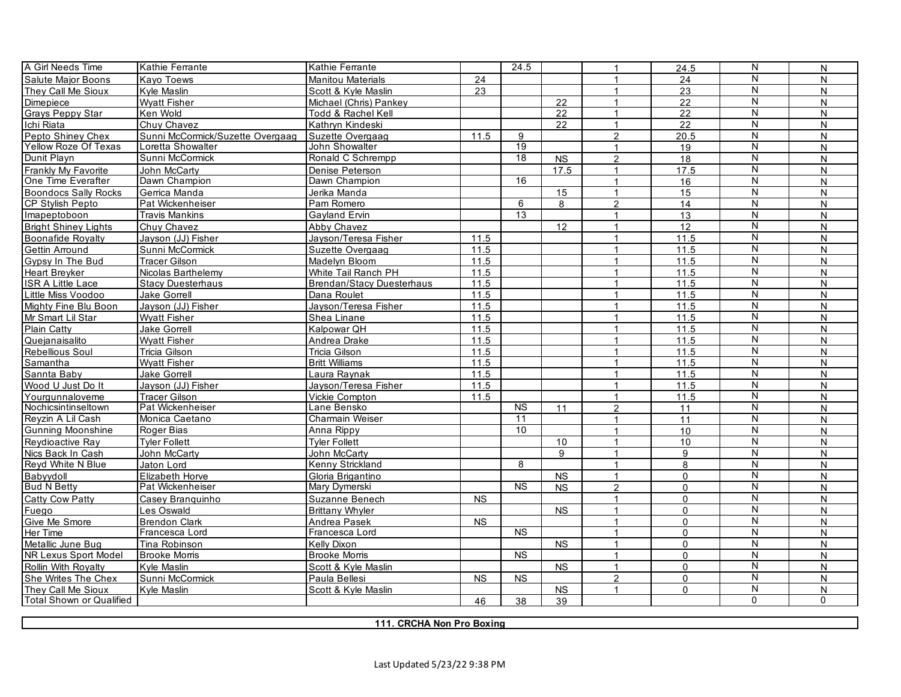| | | | | | | | | | |
|---|---|---|---|---|---|---|---|---|---|
| A Girl Needs Time | Kathie Ferrante | Kathie Ferrante | | 24.5 | | 1 | 24.5 | N | N |
| Salute Major Boons | Kayo Toews | Manitou Materials | 24 | | | 1 | 24 | N | N |
| They Call Me Sioux | Kyle Maslin | Scott & Kyle Maslin | 23 | | | 1 | 23 | N | N |
| Dimepiece | Wyatt Fisher | Michael (Chris) Pankey | | | 22 | 1 | 22 | N | N |
| Grays Peppy Star | Ken Wold | Todd & Rachel Kell | | | 22 | 1 | 22 | N | N |
| Ichi Riata | Chuy Chavez | Kathryn Kindeski | | | 22 | 1 | 22 | N | N |
| Pepto Shiney Chex | Sunni McCormick/Suzette Overgaag | Suzette Overgaag | 11.5 | 9 | | 2 | 20.5 | N | N |
| Yellow Roze Of Texas | Loretta Showalter | John Showalter | | 19 | | 1 | 19 | N | N |
| Dunit Playn | Sunni McCormick | Ronald C Schrempp | | 18 | NS | 2 | 18 | N | N |
| Frankly My Favorite | John McCarty | Denise Peterson | | | 17.5 | 1 | 17.5 | N | N |
| One Time Everafter | Dawn Champion | Dawn Champion | | 16 | | 1 | 16 | N | N |
| Boondocs Sally Rocks | Gerrica Manda | Jerika Manda | | | 15 | 1 | 15 | N | N |
| CP Stylish Pepto | Pat Wickenheiser | Pam Romero | | 6 | 8 | 2 | 14 | N | N |
| Imapeptoboon | Travis Mankins | Gayland Ervin | | 13 | | 1 | 13 | N | N |
| Bright Shiney Lights | Chuy Chavez | Abby Chavez | | | 12 | 1 | 12 | N | N |
| Boonafide Royalty | Jayson (JJ) Fisher | Jayson/Teresa Fisher | 11.5 | | | 1 | 11.5 | N | N |
| Gettin Arround | Sunni McCormick | Suzette Overgaag | 11.5 | | | 1 | 11.5 | N | N |
| Gypsy In The Bud | Tracer Gilson | Madelyn Bloom | 11.5 | | | 1 | 11.5 | N | N |
| Heart Breyker | Nicolas Barthelemy | White Tail Ranch PH | 11.5 | | | 1 | 11.5 | N | N |
| ISR A Little Lace | Stacy Duesterhaus | Brendan/Stacy Duesterhaus | 11.5 | | | 1 | 11.5 | N | N |
| Little Miss Voodoo | Jake Gorrell | Dana Roulet | 11.5 | | | 1 | 11.5 | N | N |
| Mighty Fine Blu Boon | Jayson (JJ) Fisher | Jayson/Teresa Fisher | 11.5 | | | 1 | 11.5 | N | N |
| Mr Smart Lil Star | Wyatt Fisher | Shea Linane | 11.5 | | | 1 | 11.5 | N | N |
| Plain Catty | Jake Gorrell | Kalpowar QH | 11.5 | | | 1 | 11.5 | N | N |
| Quejanaisalito | Wyatt Fisher | Andrea Drake | 11.5 | | | 1 | 11.5 | N | N |
| Rebellious Soul | Tricia Gilson | Tricia Gilson | 11.5 | | | 1 | 11.5 | N | N |
| Samantha | Wyatt Fisher | Britt Williams | 11.5 | | | 1 | 11.5 | N | N |
| Sannta Baby | Jake Gorrell | Laura Raynak | 11.5 | | | 1 | 11.5 | N | N |
| Wood U Just Do It | Jayson (JJ) Fisher | Jayson/Teresa Fisher | 11.5 | | | 1 | 11.5 | N | N |
| Yourgunnaloveme | Tracer Gilson | Vickie Compton | 11.5 | | | 1 | 11.5 | N | N |
| Nochicsintinseltown | Pat Wickenheiser | Lane Bensko | | NS | 11 | 2 | 11 | N | N |
| Reyzin A Lil Cash | Monica Caetano | Charmain Weiser | | 11 | | 1 | 11 | N | N |
| Gunning Moonshine | Roger Bias | Anna Rippy | | 10 | | 1 | 10 | N | N |
| Reydioactive Ray | Tyler Follett | Tyler Follett | | | 10 | 1 | 10 | N | N |
| Nics Back In Cash | John McCarty | John McCarty | | | 9 | 1 | 9 | N | N |
| Reyd White N Blue | Jaton Lord | Kenny Strickland | | 8 | | 1 | 8 | N | N |
| Babyydoll | Elizabeth Horve | Gloria Brigantino | | | NS | 1 | 0 | N | N |
| Bud N Betty | Pat Wickenheiser | Mary Dymerski | | NS | NS | 2 | 0 | N | N |
| Catty Cow Patty | Casey Branquinho | Suzanne Benech | NS | | | 1 | 0 | N | N |
| Fuego | Les Oswald | Brittany Whyler | | | NS | 1 | 0 | N | N |
| Give Me Smore | Brendon Clark | Andrea Pasek | NS | | | 1 | 0 | N | N |
| Her Time | Francesca Lord | Francesca Lord | | NS | | 1 | 0 | N | N |
| Metallic June Bug | Tina Robinson | Kelly Dixon | | | NS | 1 | 0 | N | N |
| NR Lexus Sport Model | Brooke Morris | Brooke Morris | | NS | | 1 | 0 | N | N |
| Rollin With Royalty | Kyle Maslin | Scott & Kyle Maslin | | | NS | 1 | 0 | N | N |
| She Writes The Chex | Sunni McCormick | Paula Bellesi | NS | NS | | 2 | 0 | N | N |
| They Call Me Sioux | Kyle Maslin | Scott & Kyle Maslin | | | NS | 1 | 0 | N | N |
| Total Shown or Qualified | | | 46 | 38 | 39 | | | 0 | 0 |

**111. CRCHA Non Pro Boxing**

Last Updated 5/23/22 9:38 PM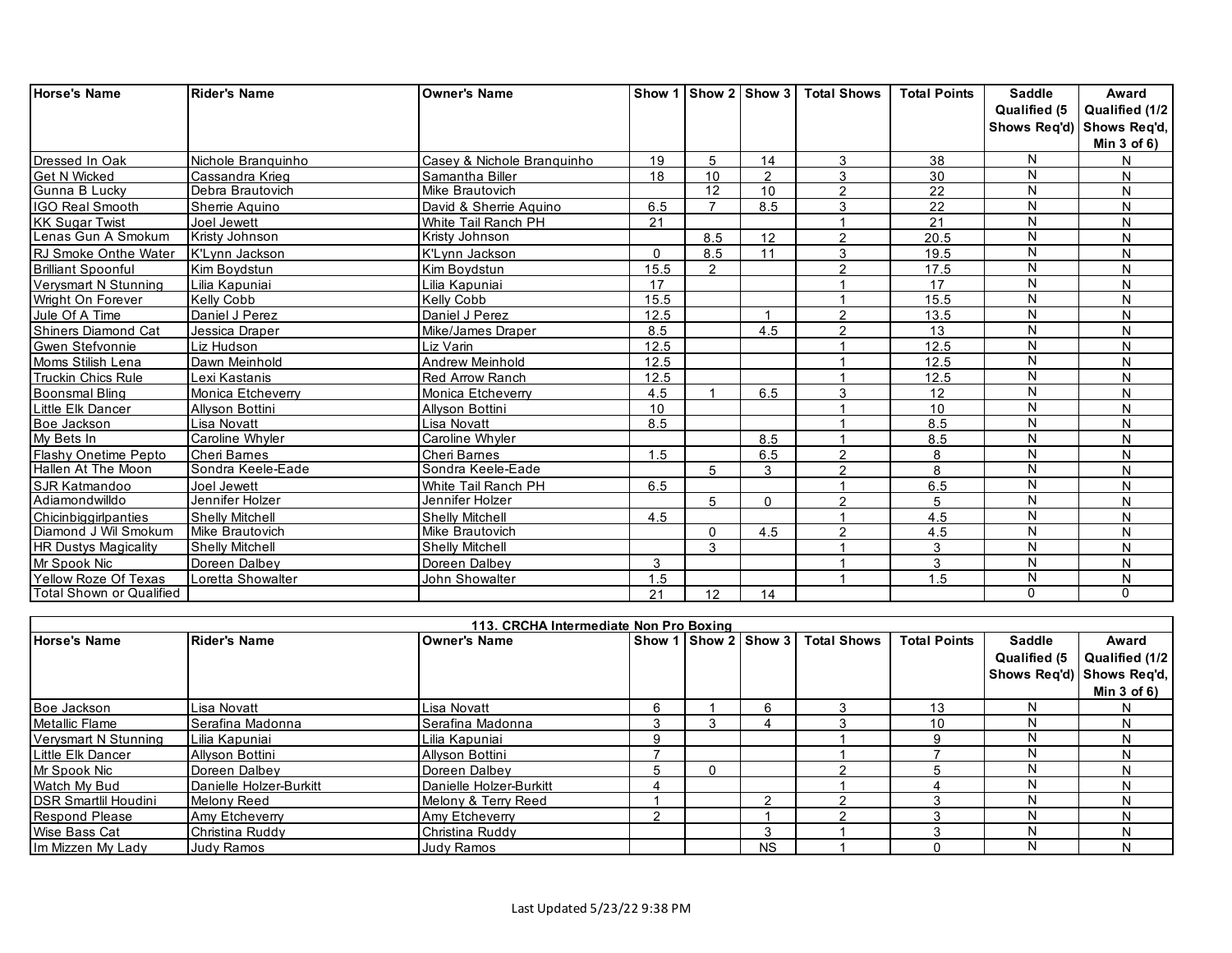| Horse's Name | Rider's Name | Owner's Name | Show 1 | Show 2 | Show 3 | Total Shows | Total Points | Saddle Qualified (5 Shows Req'd) | Award Qualified (1/2 Shows Req'd, Min 3 of 6) |
|---|---|---|---|---|---|---|---|---|---|
| Dressed In Oak | Nichole Branquinho | Casey & Nichole Branquinho | 19 | 5 | 14 | 3 | 38 | N | N |
| Get N Wicked | Cassandra Krieg | Samantha Biller | 18 | 10 | 2 | 3 | 30 | N | N |
| Gunna B Lucky | Debra Brautovich | Mike Brautovich | | 12 | 10 | 2 | 22 | N | N |
| IGO Real Smooth | Sherrie Aquino | David & Sherrie Aquino | 6.5 | 7 | 8.5 | 3 | 22 | N | N |
| KK Sugar Twist | Joel Jewett | White Tail Ranch PH | 21 | | | 1 | 21 | N | N |
| Lenas Gun A Smokum | Kristy Johnson | Kristy Johnson | | 8.5 | 12 | 2 | 20.5 | N | N |
| RJ Smoke Onthe Water | K'Lynn Jackson | K'Lynn Jackson | 0 | 8.5 | 11 | 3 | 19.5 | N | N |
| Brilliant Spoonful | Kim Boydstun | Kim Boydstun | 15.5 | 2 | | 2 | 17.5 | N | N |
| Verysmart N Stunning | Lilia Kapuniai | Lilia Kapuniai | 17 | | | 1 | 17 | N | N |
| Wright On Forever | Kelly Cobb | Kelly Cobb | 15.5 | | | 1 | 15.5 | N | N |
| Jule Of A Time | Daniel J Perez | Daniel J Perez | 12.5 | | 1 | 2 | 13.5 | N | N |
| Shiners Diamond Cat | Jessica Draper | Mike/James Draper | 8.5 | | 4.5 | 2 | 13 | N | N |
| Gwen Stefvonnie | Liz Hudson | Liz Varin | 12.5 | | | 1 | 12.5 | N | N |
| Moms Stilish Lena | Dawn Meinhold | Andrew Meinhold | 12.5 | | | 1 | 12.5 | N | N |
| Truckin Chics Rule | Lexi Kastanis | Red Arrow Ranch | 12.5 | | | 1 | 12.5 | N | N |
| Boonsmal Bling | Monica Etcheverry | Monica Etcheverry | 4.5 | 1 | 6.5 | 3 | 12 | N | N |
| Little Elk Dancer | Allyson Bottini | Allyson Bottini | 10 | | | 1 | 10 | N | N |
| Boe Jackson | Lisa Novatt | Lisa Novatt | 8.5 | | | 1 | 8.5 | N | N |
| My Bets In | Caroline Whyler | Caroline Whyler | | | 8.5 | 1 | 8.5 | N | N |
| Flashy Onetime Pepto | Cheri Barnes | Cheri Barnes | 1.5 | | 6.5 | 2 | 8 | N | N |
| Hallen At The Moon | Sondra Keele-Eade | Sondra Keele-Eade | | 5 | 3 | 2 | 8 | N | N |
| SJR Katmandoo | Joel Jewett | White Tail Ranch PH | 6.5 | | | 1 | 6.5 | N | N |
| Adiamondwilldo | Jennifer Holzer | Jennifer Holzer | | 5 | 0 | 2 | 5 | N | N |
| Chicinbiggirlpanties | Shelly Mitchell | Shelly Mitchell | 4.5 | | | 1 | 4.5 | N | N |
| Diamond J Wil Smokum | Mike Brautovich | Mike Brautovich | | 0 | 4.5 | 2 | 4.5 | N | N |
| HR Dustys Magicality | Shelly Mitchell | Shelly Mitchell | | 3 | | 1 | 3 | N | N |
| Mr Spook Nic | Doreen Dalbey | Doreen Dalbey | 3 | | | 1 | 3 | N | N |
| Yellow Roze Of Texas | Loretta Showalter | John Showalter | 1.5 | | | 1 | 1.5 | N | N |
| Total Shown or Qualified | | | 21 | 12 | 14 | | | 0 | 0 |

## 113. CRCHA Intermediate Non Pro Boxing

| Horse's Name | Rider's Name | Owner's Name | Show 1 | Show 2 | Show 3 | Total Shows | Total Points | Saddle Qualified (5 Shows Req'd) | Award Qualified (1/2 Shows Req'd, Min 3 of 6) |
|---|---|---|---|---|---|---|---|---|---|
| Boe Jackson | Lisa Novatt | Lisa Novatt | 6 | 1 | 6 | 3 | 13 | N | N |
| Metallic Flame | Serafina Madonna | Serafina Madonna | 3 | 3 | 4 | 3 | 10 | N | N |
| Verysmart N Stunning | Lilia Kapuniai | Lilia Kapuniai | 9 | | | 1 | 9 | N | N |
| Little Elk Dancer | Allyson Bottini | Allyson Bottini | 7 | | | 1 | 7 | N | N |
| Mr Spook Nic | Doreen Dalbey | Doreen Dalbey | 5 | 0 | | 2 | 5 | N | N |
| Watch My Bud | Danielle Holzer-Burkitt | Danielle Holzer-Burkitt | 4 | | | 1 | 4 | N | N |
| DSR Smartlil Houdini | Melony Reed | Melony & Terry Reed | 1 | | 2 | 2 | 3 | N | N |
| Respond Please | Amy Etcheverry | Amy Etcheverry | 2 | | 1 | 2 | 3 | N | N |
| Wise Bass Cat | Christina Ruddy | Christina Ruddy | | | 3 | 1 | 3 | N | N |
| Im Mizzen My Lady | Judy Ramos | Judy Ramos | | | NS | 1 | 0 | N | N |

Last Updated 5/23/22 9:38 PM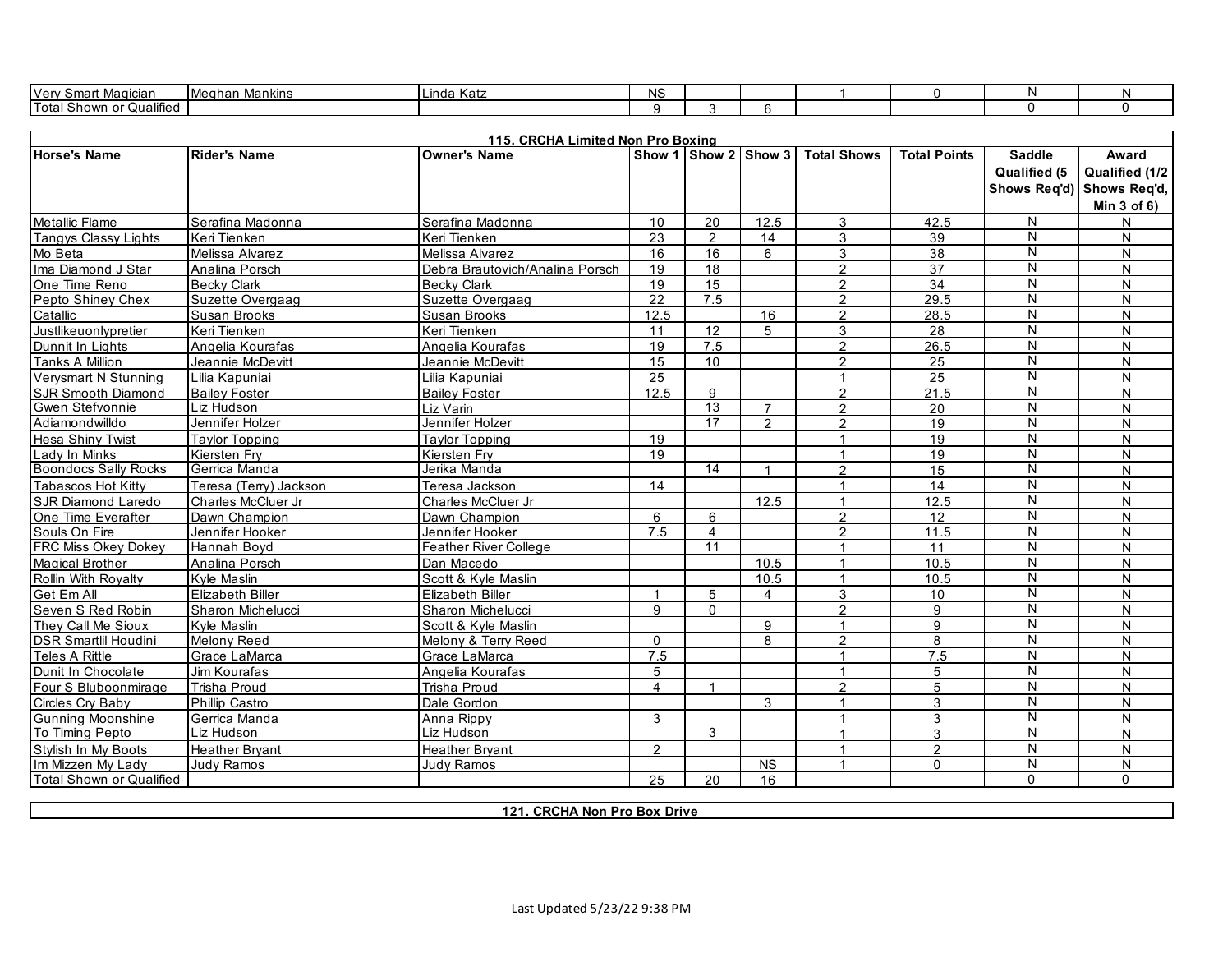| | | | | | | | | | |
|---|---|---|---|---|---|---|---|---|---|
| Very Smart Magician | Meghan Mankins | Linda Katz | NS | | | 1 | 0 | N | N |
| Total Shown or Qualified | | | 9 | 3 | 6 | | | 0 | 0 |

## 115. CRCHA Limited Non Pro Boxing

| Horse's Name | Rider's Name | Owner's Name | Show 1 | Show 2 | Show 3 | Total Shows | Total Points | Saddle Qualified (5 Shows Req'd) | Award Qualified (1/2 Shows Req'd, Min 3 of 6) |
|---|---|---|---|---|---|---|---|---|---|
| Metallic Flame | Serafina Madonna | Serafina Madonna | 10 | 20 | 12.5 | 3 | 42.5 | N | N |
| Tangys Classy Lights | Keri Tienken | Keri Tienken | 23 | 2 | 14 | 3 | 39 | N | N |
| Mo Beta | Melissa Alvarez | Melissa Alvarez | 16 | 16 | 6 | 3 | 38 | N | N |
| Ima Diamond J Star | Analina Porsch | Debra Brautovich/Analina Porsch | 19 | 18 | | 2 | 37 | N | N |
| One Time Reno | Becky Clark | Becky Clark | 19 | 15 | | 2 | 34 | N | N |
| Pepto Shiney Chex | Suzette Overgaag | Suzette Overgaag | 22 | 7.5 | | 2 | 29.5 | N | N |
| Catallic | Susan Brooks | Susan Brooks | 12.5 | | 16 | 2 | 28.5 | N | N |
| Justlikeuonlypretier | Keri Tienken | Keri Tienken | 11 | 12 | 5 | 3 | 28 | N | N |
| Dunnit In Lights | Angelia Kourafas | Angelia Kourafas | 19 | 7.5 | | 2 | 26.5 | N | N |
| Tanks A Million | Jeannie McDevitt | Jeannie McDevitt | 15 | 10 | | 2 | 25 | N | N |
| Verysmart N Stunning | Lilia Kapuniai | Lilia Kapuniai | 25 | | | 1 | 25 | N | N |
| SJR Smooth Diamond | Bailey Foster | Bailey Foster | 12.5 | 9 | | 2 | 21.5 | N | N |
| Gwen Stefvonnie | Liz Hudson | Liz Varin | | 13 | 7 | 2 | 20 | N | N |
| Adiamondwilldo | Jennifer Holzer | Jennifer Holzer | | 17 | 2 | 2 | 19 | N | N |
| Hesa Shiny Twist | Taylor Topping | Taylor Topping | 19 | | | 1 | 19 | N | N |
| Lady In Minks | Kiersten Fry | Kiersten Fry | 19 | | | 1 | 19 | N | N |
| Boondocs Sally Rocks | Gerrica Manda | Jerika Manda | | 14 | 1 | 2 | 15 | N | N |
| Tabascos Hot Kitty | Teresa (Terry) Jackson | Teresa Jackson | 14 | | | 1 | 14 | N | N |
| SJR Diamond Laredo | Charles McCluer Jr | Charles McCluer Jr | | | 12.5 | 1 | 12.5 | N | N |
| One Time Everafter | Dawn Champion | Dawn Champion | 6 | 6 | | 2 | 12 | N | N |
| Souls On Fire | Jennifer Hooker | Jennifer Hooker | 7.5 | 4 | | 2 | 11.5 | N | N |
| FRC Miss Okey Dokey | Hannah Boyd | Feather River College | | 11 | | 1 | 11 | N | N |
| Magical Brother | Analina Porsch | Dan Macedo | | | 10.5 | 1 | 10.5 | N | N |
| Rollin With Royalty | Kyle Maslin | Scott & Kyle Maslin | | | 10.5 | 1 | 10.5 | N | N |
| Get Em All | Elizabeth Biller | Elizabeth Biller | 1 | 5 | 4 | 3 | 10 | N | N |
| Seven S Red Robin | Sharon Michelucci | Sharon Michelucci | 9 | 0 | | 2 | 9 | N | N |
| They Call Me Sioux | Kyle Maslin | Scott & Kyle Maslin | | | 9 | 1 | 9 | N | N |
| DSR Smartlil Houdini | Melony Reed | Melony & Terry Reed | 0 | | 8 | 2 | 8 | N | N |
| Teles A Rittle | Grace LaMarca | Grace LaMarca | 7.5 | | | 1 | 7.5 | N | N |
| Dunit In Chocolate | Jim Kourafas | Angelia Kourafas | 5 | | | 1 | 5 | N | N |
| Four S Bluboonmirage | Trisha Proud | Trisha Proud | 4 | 1 | | 2 | 5 | N | N |
| Circles Cry Baby | Phillip Castro | Dale Gordon | | | 3 | 1 | 3 | N | N |
| Gunning Moonshine | Gerrica Manda | Anna Rippy | 3 | | | 1 | 3 | N | N |
| To Timing Pepto | Liz Hudson | Liz Hudson | | 3 | | 1 | 3 | N | N |
| Stylish In My Boots | Heather Bryant | Heather Bryant | 2 | | | 1 | 2 | N | N |
| Im Mizzen My Lady | Judy Ramos | Judy Ramos | | | NS | 1 | 0 | N | N |
| Total Shown or Qualified | | | 25 | 20 | 16 | | | 0 | 0 |

## 121. CRCHA Non Pro Box Drive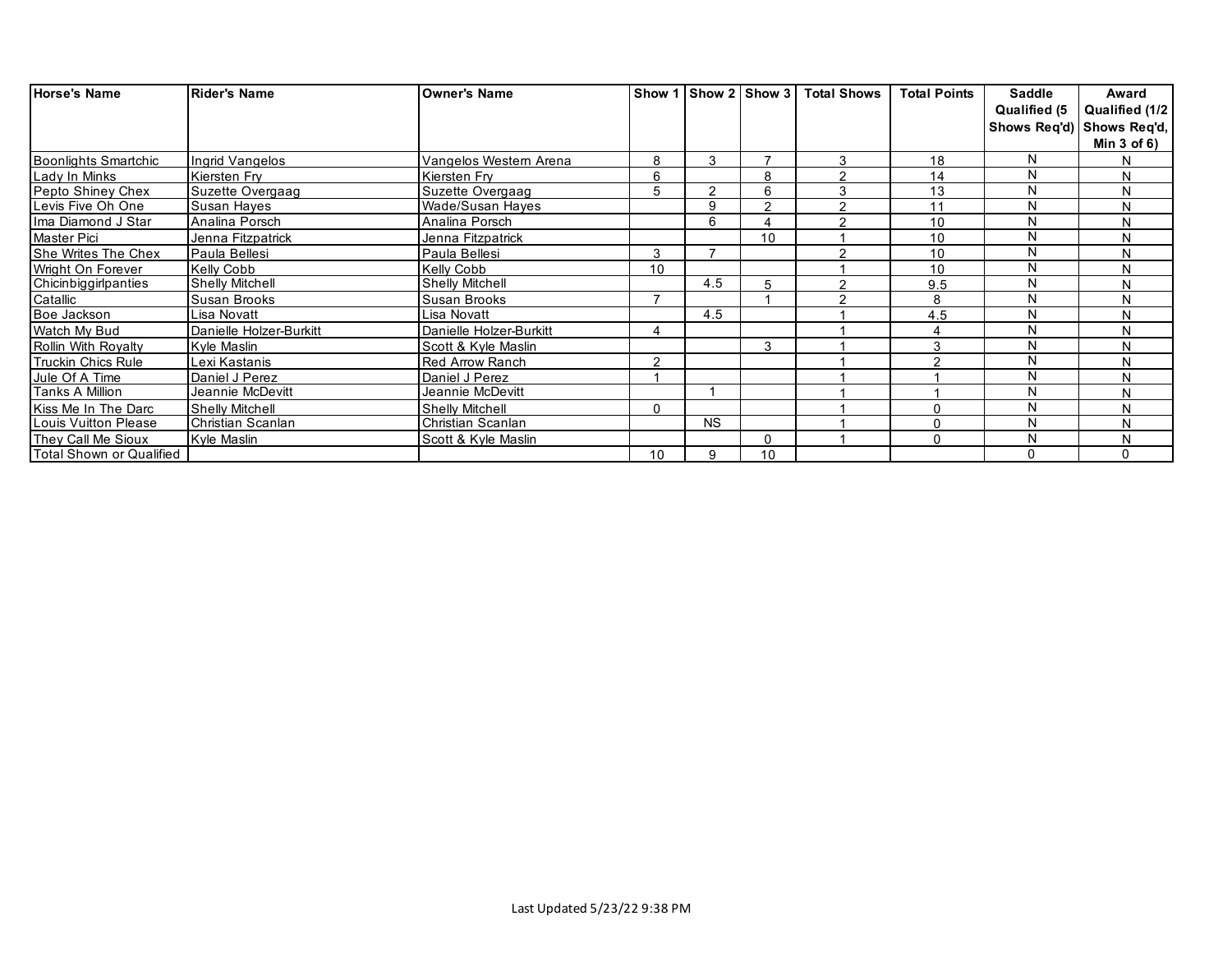| Horse's Name | Rider's Name | Owner's Name | Show 1 | Show 2 | Show 3 | Total Shows | Total Points | Saddle Qualified (5 Shows Req'd) | Award Qualified (1/2 Shows Req'd, Min 3 of 6) |
|---|---|---|---|---|---|---|---|---|---|
| Boonlights Smartchic | Ingrid Vangelos | Vangelos Western Arena | 8 | 3 | 7 | 3 | 18 | N | N |
| Lady In Minks | Kiersten Fry | Kiersten Fry | 6 | | 8 | 2 | 14 | N | N |
| Pepto Shiney Chex | Suzette Overgaag | Suzette Overgaag | 5 | 2 | 6 | 3 | 13 | N | N |
| Levis Five Oh One | Susan Hayes | Wade/Susan Hayes | | 9 | 2 | 2 | 11 | N | N |
| Ima Diamond J Star | Analina Porsch | Analina Porsch | | 6 | 4 | 2 | 10 | N | N |
| Master Pici | Jenna Fitzpatrick | Jenna Fitzpatrick | | | 10 | 1 | 10 | N | N |
| She Writes The Chex | Paula Bellesi | Paula Bellesi | 3 | 7 | | 2 | 10 | N | N |
| Wright On Forever | Kelly Cobb | Kelly Cobb | 10 | | | 1 | 10 | N | N |
| Chicinbiggirlpanties | Shelly Mitchell | Shelly Mitchell | | 4.5 | 5 | 2 | 9.5 | N | N |
| Catallic | Susan Brooks | Susan Brooks | 7 | | 1 | 2 | 8 | N | N |
| Boe Jackson | Lisa Novatt | Lisa Novatt | | 4.5 | | 1 | 4.5 | N | N |
| Watch My Bud | Danielle Holzer-Burkitt | Danielle Holzer-Burkitt | 4 | | | 1 | 4 | N | N |
| Rollin With Royalty | Kyle Maslin | Scott & Kyle Maslin | | | 3 | 1 | 3 | N | N |
| Truckin Chics Rule | Lexi Kastanis | Red Arrow Ranch | 2 | | | 1 | 2 | N | N |
| Jule Of A Time | Daniel J Perez | Daniel J Perez | 1 | | | 1 | 1 | N | N |
| Tanks A Million | Jeannie McDevitt | Jeannie McDevitt | | 1 | | 1 | 1 | N | N |
| Kiss Me In The Darc | Shelly Mitchell | Shelly Mitchell | 0 | | | 1 | 0 | N | N |
| Louis Vuitton Please | Christian Scanlan | Christian Scanlan | | NS | | 1 | 0 | N | N |
| They Call Me Sioux | Kyle Maslin | Scott & Kyle Maslin | | | 0 | 1 | 0 | N | N |
| Total Shown or Qualified | | | 10 | 9 | 10 | | | 0 | 0 |

Last Updated 5/23/22 9:38 PM